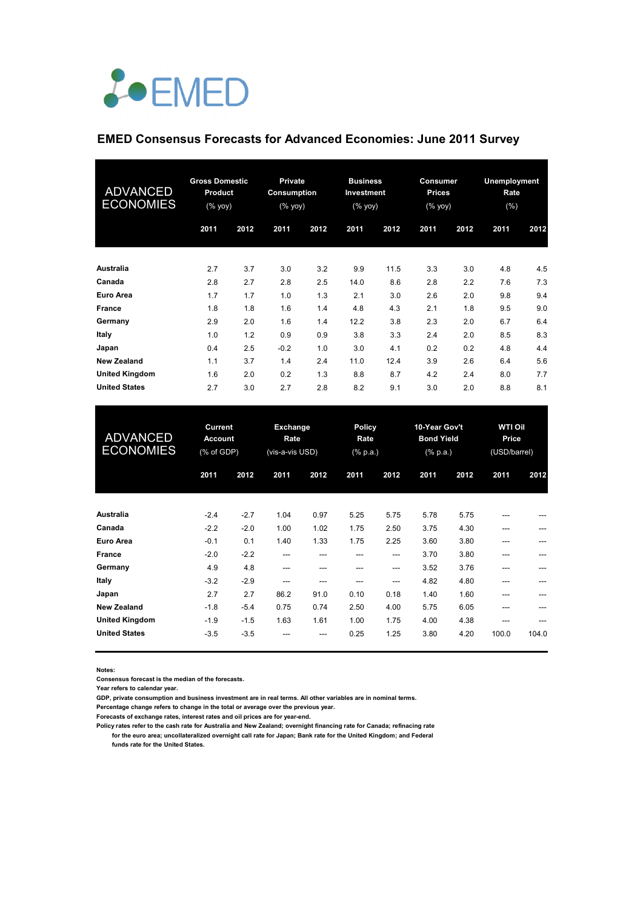EMED

## EMED Consensus Forecasts for Advanced Economies: June 2011 Survey

| ADVANCED ECONOMIES | Gross Domestic Product (% yoy) | | Private Consumption (% yoy) | | Business Investment (% yoy) | | Consumer Prices (% yoy) | | Unemployment Rate (%) | |
|---|---|---|---|---|---|---|---|---|---|---|
| | 2011 | 2012 | 2011 | 2012 | 2011 | 2012 | 2011 | 2012 | 2011 | 2012 |
| **Australia** | 2.7 | 3.7 | 3.0 | 3.2 | 9.9 | 11.5 | 3.3 | 3.0 | 4.8 | 4.5 |
| **Canada** | 2.8 | 2.7 | 2.8 | 2.5 | 14.0 | 8.6 | 2.8 | 2.2 | 7.6 | 7.3 |
| **Euro Area** | 1.7 | 1.7 | 1.0 | 1.3 | 2.1 | 3.0 | 2.6 | 2.0 | 9.8 | 9.4 |
| **France** | 1.8 | 1.8 | 1.6 | 1.4 | 4.8 | 4.3 | 2.1 | 1.8 | 9.5 | 9.0 |
| **Germany** | 2.9 | 2.0 | 1.6 | 1.4 | 12.2 | 3.8 | 2.3 | 2.0 | 6.7 | 6.4 |
| **Italy** | 1.0 | 1.2 | 0.9 | 0.9 | 3.8 | 3.3 | 2.4 | 2.0 | 8.5 | 8.3 |
| **Japan** | 0.4 | 2.5 | -0.2 | 1.0 | 3.0 | 4.1 | 0.2 | 0.2 | 4.8 | 4.4 |
| **New Zealand** | 1.1 | 3.7 | 1.4 | 2.4 | 11.0 | 12.4 | 3.9 | 2.6 | 6.4 | 5.6 |
| **United Kingdom** | 1.6 | 2.0 | 0.2 | 1.3 | 8.8 | 8.7 | 4.2 | 2.4 | 8.0 | 7.7 |
| **United States** | 2.7 | 3.0 | 2.7 | 2.8 | 8.2 | 9.1 | 3.0 | 2.0 | 8.8 | 8.1 |

| ADVANCED ECONOMIES | Current Account (% of GDP) | | Exchange Rate (vis-a-vis USD) | | Policy Rate (% p.a.) | | 10-Year Gov't Bond Yield (% p.a.) | | WTI Oil Price (USD/barrel) | |
|---|---|---|---|---|---|---|---|---|---|---|
| | 2011 | 2012 | 2011 | 2012 | 2011 | 2012 | 2011 | 2012 | 2011 | 2012 |
| **Australia** | -2.4 | -2.7 | 1.04 | 0.97 | 5.25 | 5.75 | 5.78 | 5.75 | --- | --- |
| **Canada** | -2.2 | -2.0 | 1.00 | 1.02 | 1.75 | 2.50 | 3.75 | 4.30 | --- | --- |
| **Euro Area** | -0.1 | 0.1 | 1.40 | 1.33 | 1.75 | 2.25 | 3.60 | 3.80 | --- | --- |
| **France** | -2.0 | -2.2 | --- | --- | --- | --- | 3.70 | 3.80 | --- | --- |
| **Germany** | 4.9 | 4.8 | --- | --- | --- | --- | 3.52 | 3.76 | --- | --- |
| **Italy** | -3.2 | -2.9 | --- | --- | --- | --- | 4.82 | 4.80 | --- | --- |
| **Japan** | 2.7 | 2.7 | 86.2 | 91.0 | 0.10 | 0.18 | 1.40 | 1.60 | --- | --- |
| **New Zealand** | -1.8 | -5.4 | 0.75 | 0.74 | 2.50 | 4.00 | 5.75 | 6.05 | --- | --- |
| **United Kingdom** | -1.9 | -1.5 | 1.63 | 1.61 | 1.00 | 1.75 | 4.00 | 4.38 | --- | --- |
| **United States** | -3.5 | -3.5 | --- | --- | 0.25 | 1.25 | 3.80 | 4.20 | 100.0 | 104.0 |

**Notes:**

**Consensus forecast is the median of the forecasts.**

**Year refers to calendar year.**

**GDP, private consumption and business investment are in real terms. All other variables are in nominal terms.**

**Percentage change refers to change in the total or average over the previous year.**

**Forecasts of exchange rates, interest rates and oil prices are for year-end.**

**Policy rates refer to the cash rate for Australia and New Zealand; overnight financing rate for Canada; refinacing rate for the euro area; uncollateralized overnight call rate for Japan; Bank rate for the United Kingdom; and Federal funds rate for the United States.**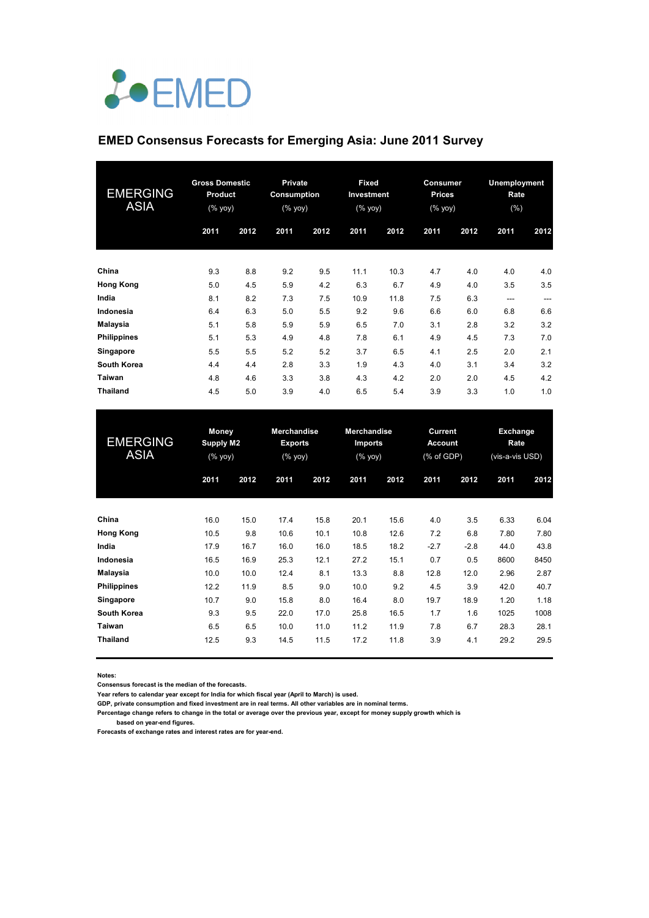EMED

## EMED Consensus Forecasts for Emerging Asia: June 2011 Survey

| EMERGING ASIA | Gross Domestic Product (% yoy) | | Private Consumption (% yoy) | | Fixed Investment (% yoy) | | Consumer Prices (% yoy) | | Unemployment Rate (%) | |
|---|---|---|---|---|---|---|---|---|---|---|
| | 2011 | 2012 | 2011 | 2012 | 2011 | 2012 | 2011 | 2012 | 2011 | 2012 |
| **China** | 9.3 | 8.8 | 9.2 | 9.5 | 11.1 | 10.3 | 4.7 | 4.0 | 4.0 | 4.0 |
| **Hong Kong** | 5.0 | 4.5 | 5.9 | 4.2 | 6.3 | 6.7 | 4.9 | 4.0 | 3.5 | 3.5 |
| **India** | 8.1 | 8.2 | 7.3 | 7.5 | 10.9 | 11.8 | 7.5 | 6.3 | --- | --- |
| **Indonesia** | 6.4 | 6.3 | 5.0 | 5.5 | 9.2 | 9.6 | 6.6 | 6.0 | 6.8 | 6.6 |
| **Malaysia** | 5.1 | 5.8 | 5.9 | 5.9 | 6.5 | 7.0 | 3.1 | 2.8 | 3.2 | 3.2 |
| **Philippines** | 5.1 | 5.3 | 4.9 | 4.8 | 7.8 | 6.1 | 4.9 | 4.5 | 7.3 | 7.0 |
| **Singapore** | 5.5 | 5.5 | 5.2 | 5.2 | 3.7 | 6.5 | 4.1 | 2.5 | 2.0 | 2.1 |
| **South Korea** | 4.4 | 4.4 | 2.8 | 3.3 | 1.9 | 4.3 | 4.0 | 3.1 | 3.4 | 3.2 |
| **Taiwan** | 4.8 | 4.6 | 3.3 | 3.8 | 4.3 | 4.2 | 2.0 | 2.0 | 4.5 | 4.2 |
| **Thailand** | 4.5 | 5.0 | 3.9 | 4.0 | 6.5 | 5.4 | 3.9 | 3.3 | 1.0 | 1.0 |

| EMERGING ASIA | Money Supply M2 (% yoy) | | Merchandise Exports (% yoy) | | Merchandise Imports (% yoy) | | Current Account (% of GDP) | | Exchange Rate (vis-a-vis USD) | |
|---|---|---|---|---|---|---|---|---|---|---|
| | 2011 | 2012 | 2011 | 2012 | 2011 | 2012 | 2011 | 2012 | 2011 | 2012 |
| **China** | 16.0 | 15.0 | 17.4 | 15.8 | 20.1 | 15.6 | 4.0 | 3.5 | 6.33 | 6.04 |
| **Hong Kong** | 10.5 | 9.8 | 10.6 | 10.1 | 10.8 | 12.6 | 7.2 | 6.8 | 7.80 | 7.80 |
| **India** | 17.9 | 16.7 | 16.0 | 16.0 | 18.5 | 18.2 | -2.7 | -2.8 | 44.0 | 43.8 |
| **Indonesia** | 16.5 | 16.9 | 25.3 | 12.1 | 27.2 | 15.1 | 0.7 | 0.5 | 8600 | 8450 |
| **Malaysia** | 10.0 | 10.0 | 12.4 | 8.1 | 13.3 | 8.8 | 12.8 | 12.0 | 2.96 | 2.87 |
| **Philippines** | 12.2 | 11.9 | 8.5 | 9.0 | 10.0 | 9.2 | 4.5 | 3.9 | 42.0 | 40.7 |
| **Singapore** | 10.7 | 9.0 | 15.8 | 8.0 | 16.4 | 8.0 | 19.7 | 18.9 | 1.20 | 1.18 |
| **South Korea** | 9.3 | 9.5 | 22.0 | 17.0 | 25.8 | 16.5 | 1.7 | 1.6 | 1025 | 1008 |
| **Taiwan** | 6.5 | 6.5 | 10.0 | 11.0 | 11.2 | 11.9 | 7.8 | 6.7 | 28.3 | 28.1 |
| **Thailand** | 12.5 | 9.3 | 14.5 | 11.5 | 17.2 | 11.8 | 3.9 | 4.1 | 29.2 | 29.5 |

**Notes:**
**Consensus forecast is the median of the forecasts.**
**Year refers to calendar year except for India for which fiscal year (April to March) is used.**
**GDP, private consumption and fixed investment are in real terms. All other variables are in nominal terms.**
**Percentage change refers to change in the total or average over the previous year, except for money supply growth which is based on year-end figures.**
**Forecasts of exchange rates and interest rates are for year-end.**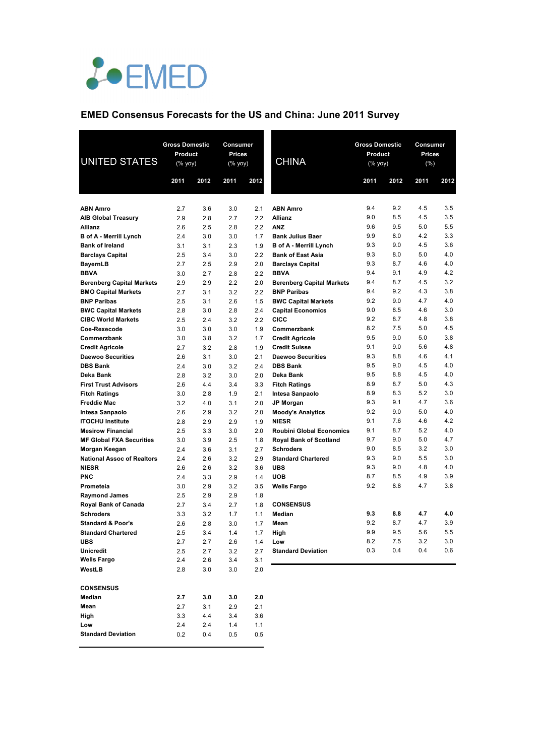# EMED Consensus Forecasts for the US and China: June 2011 Survey

| UNITED STATES | Gross Domestic Product (% yoy) | | Consumer Prices (% yoy) | |
|---|---|---|---|---|
| | 2011 | 2012 | 2011 | 2012 |
| **ABN Amro** | 2.7 | 3.6 | 3.0 | 2.1 |
| **AIB Global Treasury** | 2.9 | 2.8 | 2.7 | 2.2 |
| **Allianz** | 2.6 | 2.5 | 2.8 | 2.2 |
| **B of A - Merrill Lynch** | 2.4 | 3.0 | 3.0 | 1.7 |
| **Bank of Ireland** | 3.1 | 3.1 | 2.3 | 1.9 |
| **Barclays Capital** | 2.5 | 3.4 | 3.0 | 2.2 |
| **BayernLB** | 2.7 | 2.5 | 2.9 | 2.0 |
| **BBVA** | 3.0 | 2.7 | 2.8 | 2.2 |
| **Berenberg Capital Markets** | 2.9 | 2.9 | 2.2 | 2.0 |
| **BMO Capital Markets** | 2.7 | 3.1 | 3.2 | 2.2 |
| **BNP Paribas** | 2.5 | 3.1 | 2.6 | 1.5 |
| **BWC Capital Markets** | 2.8 | 3.0 | 2.8 | 2.4 |
| **CIBC World Markets** | 2.5 | 2.4 | 3.2 | 2.2 |
| **Coe-Rexecode** | 3.0 | 3.0 | 3.0 | 1.9 |
| **Commerzbank** | 3.0 | 3.8 | 3.2 | 1.7 |
| **Credit Agricole** | 2.7 | 3.2 | 2.8 | 1.9 |
| **Daewoo Securities** | 2.6 | 3.1 | 3.0 | 2.1 |
| **DBS Bank** | 2.4 | 3.0 | 3.2 | 2.4 |
| **Deka Bank** | 2.8 | 3.2 | 3.0 | 2.0 |
| **First Trust Advisors** | 2.6 | 4.4 | 3.4 | 3.3 |
| **Fitch Ratings** | 3.0 | 2.8 | 1.9 | 2.1 |
| **Freddie Mac** | 3.2 | 4.0 | 3.1 | 2.0 |
| **Intesa Sanpaolo** | 2.6 | 2.9 | 3.2 | 2.0 |
| **ITOCHU Institute** | 2.8 | 2.9 | 2.9 | 1.9 |
| **Mesirow Financial** | 2.5 | 3.3 | 3.0 | 2.0 |
| **MF Global FXA Securities** | 3.0 | 3.9 | 2.5 | 1.8 |
| **Morgan Keegan** | 2.4 | 3.6 | 3.1 | 2.7 |
| **National Assoc of Realtors** | 2.4 | 2.6 | 3.2 | 2.9 |
| **NIESR** | 2.6 | 2.6 | 3.2 | 3.6 |
| **PNC** | 2.4 | 3.3 | 2.9 | 1.4 |
| **Prometeia** | 3.0 | 2.9 | 3.2 | 3.5 |
| **Raymond James** | 2.5 | 2.9 | 2.9 | 1.8 |
| **Royal Bank of Canada** | 2.7 | 3.4 | 2.7 | 1.8 |
| **Schroders** | 3.3 | 3.2 | 1.7 | 1.1 |
| **Standard & Poor's** | 2.6 | 2.8 | 3.0 | 1.7 |
| **Standard Chartered** | 2.5 | 3.4 | 1.4 | 1.7 |
| **UBS** | 2.7 | 2.7 | 2.6 | 1.4 |
| **Unicredit** | 2.5 | 2.7 | 3.2 | 2.7 |
| **Wells Fargo** | 2.4 | 2.6 | 3.4 | 3.1 |
| **WestLB** | 2.8 | 3.0 | 3.0 | 2.0 |
| **CONSENSUS** | | | | |
| **Median** | **2.7** | **3.0** | **3.0** | **2.0** |
| **Mean** | 2.7 | 3.1 | 2.9 | 2.1 |
| **High** | 3.3 | 4.4 | 3.4 | 3.6 |
| **Low** | 2.4 | 2.4 | 1.4 | 1.1 |
| **Standard Deviation** | 0.2 | 0.4 | 0.5 | 0.5 |

| CHINA | Gross Domestic Product (% yoy) | | Consumer Prices (%) | |
|---|---|---|---|---|
| | 2011 | 2012 | 2011 | 2012 |
| **ABN Amro** | 9.4 | 9.2 | 4.5 | 3.5 |
| **Allianz** | 9.0 | 8.5 | 4.5 | 3.5 |
| **ANZ** | 9.6 | 9.5 | 5.0 | 5.5 |
| **Bank Julius Baer** | 9.9 | 8.0 | 4.2 | 3.3 |
| **B of A - Merrill Lynch** | 9.3 | 9.0 | 4.5 | 3.6 |
| **Bank of East Asia** | 9.3 | 8.0 | 5.0 | 4.0 |
| **Barclays Capital** | 9.3 | 8.7 | 4.6 | 4.0 |
| **BBVA** | 9.4 | 9.1 | 4.9 | 4.2 |
| **Berenberg Capital Markets** | 9.4 | 8.7 | 4.5 | 3.2 |
| **BNP Paribas** | 9.4 | 9.2 | 4.3 | 3.8 |
| **BWC Capital Markets** | 9.2 | 9.0 | 4.7 | 4.0 |
| **Capital Economics** | 9.0 | 8.5 | 4.6 | 3.0 |
| **CICC** | 9.2 | 8.7 | 4.8 | 3.8 |
| **Commerzbank** | 8.2 | 7.5 | 5.0 | 4.5 |
| **Credit Agricole** | 9.5 | 9.0 | 5.0 | 3.8 |
| **Credit Suisse** | 9.1 | 9.0 | 5.6 | 4.8 |
| **Daewoo Securities** | 9.3 | 8.8 | 4.6 | 4.1 |
| **DBS Bank** | 9.5 | 9.0 | 4.5 | 4.0 |
| **Deka Bank** | 9.5 | 8.8 | 4.5 | 4.0 |
| **Fitch Ratings** | 8.9 | 8.7 | 5.0 | 4.3 |
| **Intesa Sanpaolo** | 8.9 | 8.3 | 5.2 | 3.0 |
| **JP Morgan** | 9.3 | 9.1 | 4.7 | 3.6 |
| **Moody's Analytics** | 9.2 | 9.0 | 5.0 | 4.0 |
| **NIESR** | 9.1 | 7.6 | 4.6 | 4.2 |
| **Roubini Global Economics** | 9.1 | 8.7 | 5.2 | 4.0 |
| **Royal Bank of Scotland** | 9.7 | 9.0 | 5.0 | 4.7 |
| **Schroders** | 9.0 | 8.5 | 3.2 | 3.0 |
| **Standard Chartered** | 9.3 | 9.0 | 5.5 | 3.0 |
| **UBS** | 9.3 | 9.0 | 4.8 | 4.0 |
| **UOB** | 8.7 | 8.5 | 4.9 | 3.9 |
| **Wells Fargo** | 9.2 | 8.8 | 4.7 | 3.8 |
| **CONSENSUS** | | | | |
| **Median** | **9.3** | **8.8** | **4.7** | **4.0** |
| **Mean** | 9.2 | 8.7 | 4.7 | 3.9 |
| **High** | 9.9 | 9.5 | 5.6 | 5.5 |
| **Low** | 8.2 | 7.5 | 3.2 | 3.0 |
| **Standard Deviation** | 0.3 | 0.4 | 0.4 | 0.6 |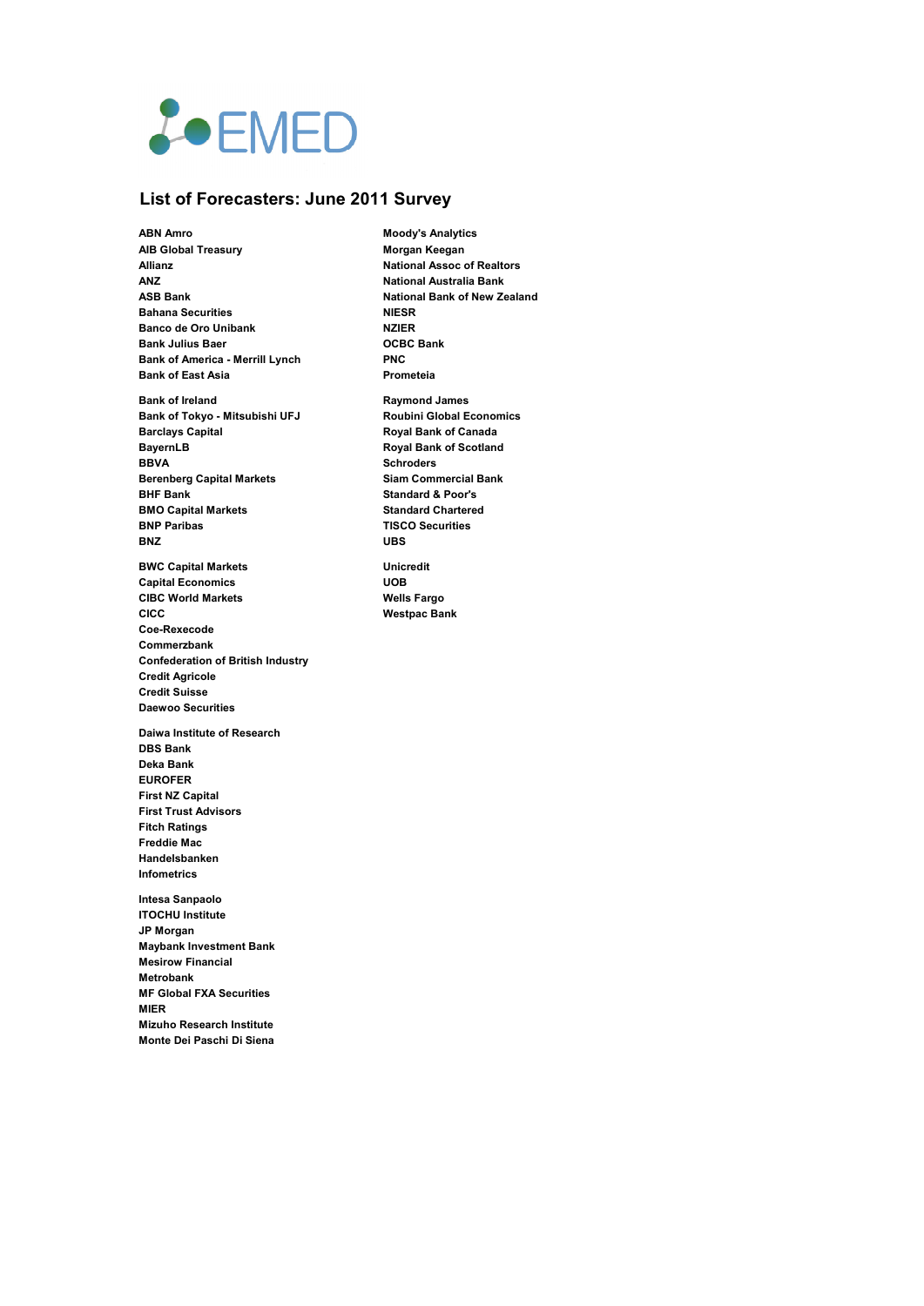EMED

## List of Forecasters: June 2011 Survey

**ABN Amro**
**AIB Global Treasury**
**Allianz**
**ANZ**
**ASB Bank**
**Bahana Securities**
**Banco de Oro Unibank**
**Bank Julius Baer**
**Bank of America - Merrill Lynch**
**Bank of East Asia**

**Bank of Ireland**
**Bank of Tokyo - Mitsubishi UFJ**
**Barclays Capital**
**BayernLB**
**BBVA**
**Berenberg Capital Markets**
**BHF Bank**
**BMO Capital Markets**
**BNP Paribas**
**BNZ**

**BWC Capital Markets**
**Capital Economics**
**CIBC World Markets**
**CICC**
**Coe-Rexecode**
**Commerzbank**
**Confederation of British Industry**
**Credit Agricole**
**Credit Suisse**
**Daewoo Securities**

**Daiwa Institute of Research**
**DBS Bank**
**Deka Bank**
**EUROFER**
**First NZ Capital**
**First Trust Advisors**
**Fitch Ratings**
**Freddie Mac**
**Handelsbanken**
**Infometrics**

**Intesa Sanpaolo**
**ITOCHU Institute**
**JP Morgan**
**Maybank Investment Bank**
**Mesirow Financial**
**Metrobank**
**MF Global FXA Securities**
**MIER**
**Mizuho Research Institute**
**Monte Dei Paschi Di Siena**

**Moody's Analytics**
**Morgan Keegan**
**National Assoc of Realtors**
**National Australia Bank**
**National Bank of New Zealand**
**NIESR**
**NZIER**
**OCBC Bank**
**PNC**
**Prometeia**

**Raymond James**
**Roubini Global Economics**
**Royal Bank of Canada**
**Royal Bank of Scotland**
**Schroders**
**Siam Commercial Bank**
**Standard & Poor's**
**Standard Chartered**
**TISCO Securities**
**UBS**

**Unicredit**
**UOB**
**Wells Fargo**
**Westpac Bank**